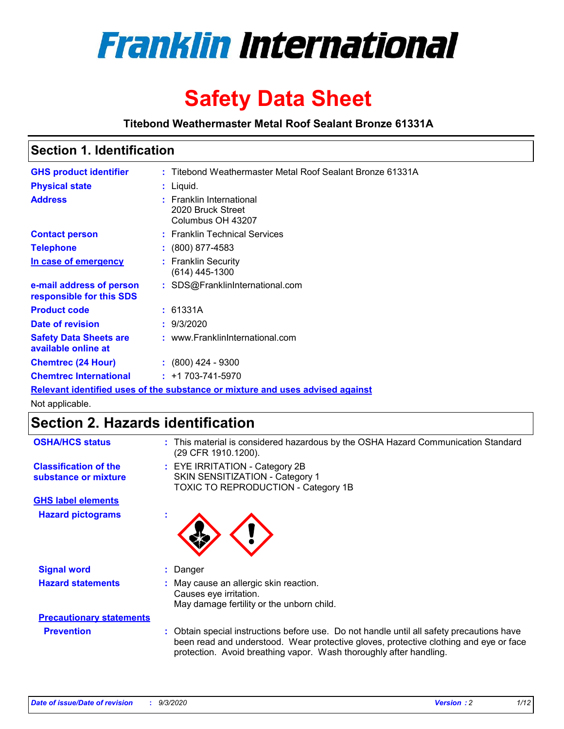# Franklin International

# Safety Data Sheet

**Titebond Weathermaster Metal Roof Sealant Bronze 61331A**

## Section 1. Identification

| | | |
|---|---|---|
| **GHS product identifier** | : | Titebond Weathermaster Metal Roof Sealant Bronze 61331A |
| **Physical state** | : | Liquid. |
| **Address** | : | Franklin International<br>2020 Bruck Street<br>Columbus OH 43207 |
| **Contact person** | : | Franklin Technical Services |
| **Telephone** | : | (800) 877-4583 |
| **In case of emergency** | : | Franklin Security<br>(614) 445-1300 |
| **e-mail address of person responsible for this SDS** | : | SDS@FranklinInternational.com |
| **Product code** | : | 61331A |
| **Date of revision** | : | 9/3/2020 |
| **Safety Data Sheets are available online at** | : | www.FranklinInternational.com |
| **Chemtrec (24 Hour)** | : | (800) 424 - 9300 |
| **Chemtrec International** | : | +1 703-741-5970 |

**Relevant identified uses of the substance or mixture and uses advised against**

Not applicable.

## Section 2. Hazards identification

| | | |
|---|---|---|
| **OSHA/HCS status** | : | This material is considered hazardous by the OSHA Hazard Communication Standard (29 CFR 1910.1200). |
| **Classification of the substance or mixture** | : | EYE IRRITATION - Category 2B<br>SKIN SENSITIZATION - Category 1<br>TOXIC TO REPRODUCTION - Category 1B |

**GHS label elements**

| | | |
|---|---|---|
| **Hazard pictograms** | : | |
| **Signal word** | : | Danger |
| **Hazard statements** | : | May cause an allergic skin reaction.<br>Causes eye irritation.<br>May damage fertility or the unborn child. |

**Precautionary statements**

| | | |
|---|---|---|
| **Prevention** | : | Obtain special instructions before use. Do not handle until all safety precautions have been read and understood. Wear protective gloves, protective clothing and eye or face protection. Avoid breathing vapor. Wash thoroughly after handling. |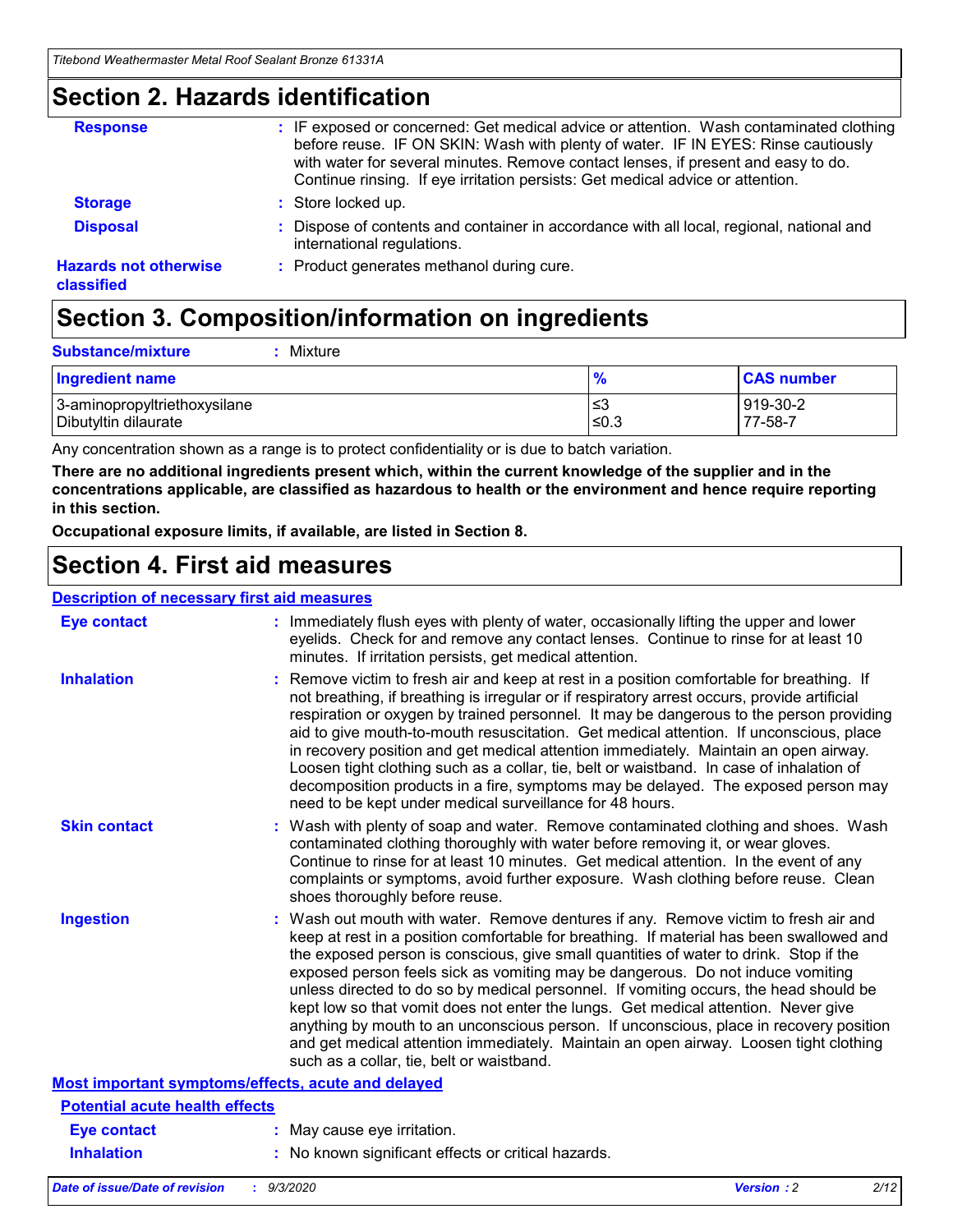## Section 2. Hazards identification

**Response** : IF exposed or concerned: Get medical advice or attention. Wash contaminated clothing before reuse. IF ON SKIN: Wash with plenty of water. IF IN EYES: Rinse cautiously with water for several minutes. Remove contact lenses, if present and easy to do. Continue rinsing. If eye irritation persists: Get medical advice or attention.

**Storage** : Store locked up.

**Disposal** : Dispose of contents and container in accordance with all local, regional, national and international regulations.

**Hazards not otherwise classified** : Product generates methanol during cure.

## Section 3. Composition/information on ingredients

**Substance/mixture** : Mixture

| Ingredient name | % | CAS number |
|---|---|---|
| 3-aminopropyltriethoxysilane | ≤3 | 919-30-2 |
| Dibutyltin dilaurate | ≤0.3 | 77-58-7 |

Any concentration shown as a range is to protect confidentiality or is due to batch variation.

**There are no additional ingredients present which, within the current knowledge of the supplier and in the concentrations applicable, are classified as hazardous to health or the environment and hence require reporting in this section.**

**Occupational exposure limits, if available, are listed in Section 8.**

## Section 4. First aid measures

### Description of necessary first aid measures

**Eye contact** : Immediately flush eyes with plenty of water, occasionally lifting the upper and lower eyelids. Check for and remove any contact lenses. Continue to rinse for at least 10 minutes. If irritation persists, get medical attention.

**Inhalation** : Remove victim to fresh air and keep at rest in a position comfortable for breathing. If not breathing, if breathing is irregular or if respiratory arrest occurs, provide artificial respiration or oxygen by trained personnel. It may be dangerous to the person providing aid to give mouth-to-mouth resuscitation. Get medical attention. If unconscious, place in recovery position and get medical attention immediately. Maintain an open airway. Loosen tight clothing such as a collar, tie, belt or waistband. In case of inhalation of decomposition products in a fire, symptoms may be delayed. The exposed person may need to be kept under medical surveillance for 48 hours.

**Skin contact** : Wash with plenty of soap and water. Remove contaminated clothing and shoes. Wash contaminated clothing thoroughly with water before removing it, or wear gloves. Continue to rinse for at least 10 minutes. Get medical attention. In the event of any complaints or symptoms, avoid further exposure. Wash clothing before reuse. Clean shoes thoroughly before reuse.

**Ingestion** : Wash out mouth with water. Remove dentures if any. Remove victim to fresh air and keep at rest in a position comfortable for breathing. If material has been swallowed and the exposed person is conscious, give small quantities of water to drink. Stop if the exposed person feels sick as vomiting may be dangerous. Do not induce vomiting unless directed to do so by medical personnel. If vomiting occurs, the head should be kept low so that vomit does not enter the lungs. Get medical attention. Never give anything by mouth to an unconscious person. If unconscious, place in recovery position and get medical attention immediately. Maintain an open airway. Loosen tight clothing such as a collar, tie, belt or waistband.

### Most important symptoms/effects, acute and delayed

#### Potential acute health effects

**Eye contact** : May cause eye irritation.

**Inhalation** : No known significant effects or critical hazards.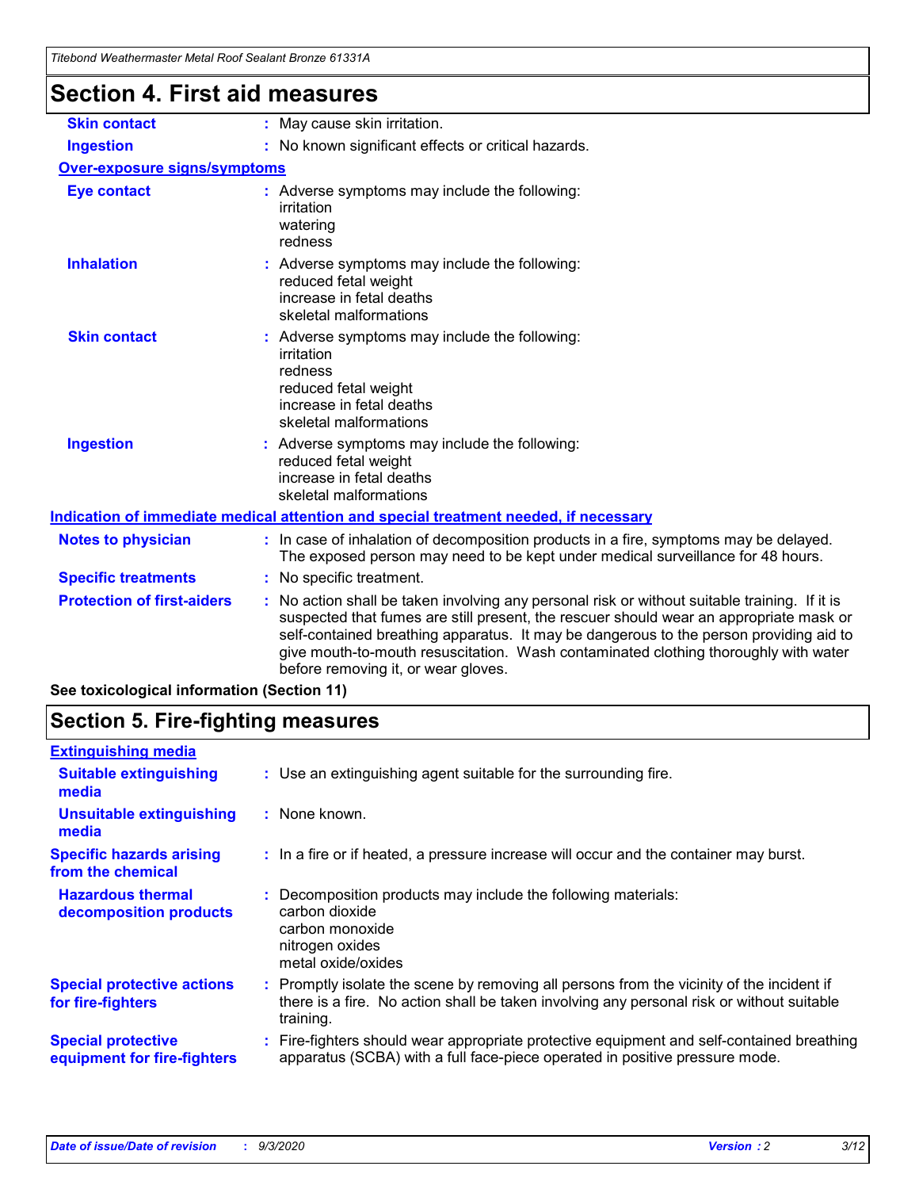# Section 4. First aid measures

| | |
|---|---|
| **Skin contact** | : May cause skin irritation. |
| **Ingestion** | : No known significant effects or critical hazards. |

**Over-exposure signs/symptoms**

| | |
|---|---|
| **Eye contact** | : Adverse symptoms may include the following:<br>irritation<br>watering<br>redness |
| **Inhalation** | : Adverse symptoms may include the following:<br>reduced fetal weight<br>increase in fetal deaths<br>skeletal malformations |
| **Skin contact** | : Adverse symptoms may include the following:<br>irritation<br>redness<br>reduced fetal weight<br>increase in fetal deaths<br>skeletal malformations |
| **Ingestion** | : Adverse symptoms may include the following:<br>reduced fetal weight<br>increase in fetal deaths<br>skeletal malformations |

**Indication of immediate medical attention and special treatment needed, if necessary**

| | |
|---|---|
| **Notes to physician** | : In case of inhalation of decomposition products in a fire, symptoms may be delayed. The exposed person may need to be kept under medical surveillance for 48 hours. |
| **Specific treatments** | : No specific treatment. |
| **Protection of first-aiders** | : No action shall be taken involving any personal risk or without suitable training. If it is suspected that fumes are still present, the rescuer should wear an appropriate mask or self-contained breathing apparatus. It may be dangerous to the person providing aid to give mouth-to-mouth resuscitation. Wash contaminated clothing thoroughly with water before removing it, or wear gloves. |

**See toxicological information (Section 11)**

# Section 5. Fire-fighting measures

**Extinguishing media**

| | |
|---|---|
| **Suitable extinguishing media** | : Use an extinguishing agent suitable for the surrounding fire. |
| **Unsuitable extinguishing media** | : None known. |
| **Specific hazards arising from the chemical** | : In a fire or if heated, a pressure increase will occur and the container may burst. |
| **Hazardous thermal decomposition products** | : Decomposition products may include the following materials:<br>carbon dioxide<br>carbon monoxide<br>nitrogen oxides<br>metal oxide/oxides |
| **Special protective actions for fire-fighters** | : Promptly isolate the scene by removing all persons from the vicinity of the incident if there is a fire. No action shall be taken involving any personal risk or without suitable training. |
| **Special protective equipment for fire-fighters** | : Fire-fighters should wear appropriate protective equipment and self-contained breathing apparatus (SCBA) with a full face-piece operated in positive pressure mode. |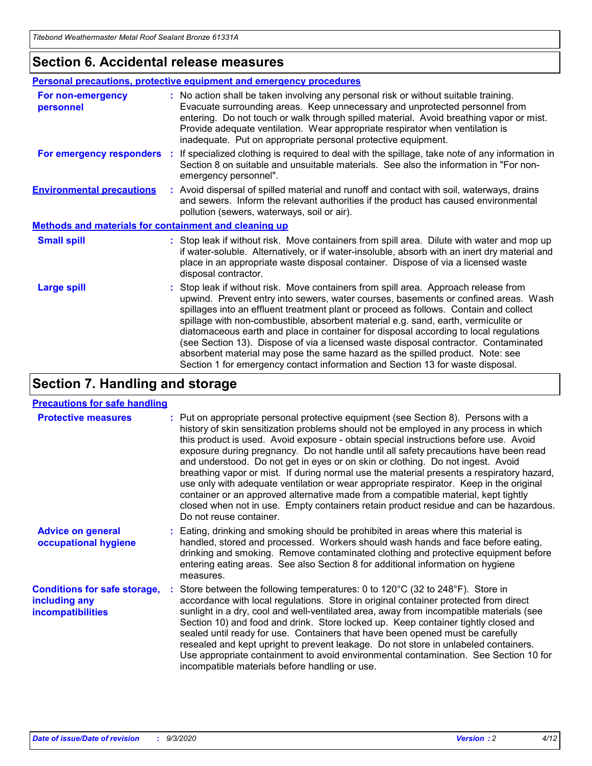## Section 6. Accidental release measures

### Personal precautions, protective equipment and emergency procedures

**For non-emergency personnel** : No action shall be taken involving any personal risk or without suitable training. Evacuate surrounding areas. Keep unnecessary and unprotected personnel from entering. Do not touch or walk through spilled material. Avoid breathing vapor or mist. Provide adequate ventilation. Wear appropriate respirator when ventilation is inadequate. Put on appropriate personal protective equipment.

**For emergency responders** : If specialized clothing is required to deal with the spillage, take note of any information in Section 8 on suitable and unsuitable materials. See also the information in "For non-emergency personnel".

**Environmental precautions** : Avoid dispersal of spilled material and runoff and contact with soil, waterways, drains and sewers. Inform the relevant authorities if the product has caused environmental pollution (sewers, waterways, soil or air).

### Methods and materials for containment and cleaning up

**Small spill** : Stop leak if without risk. Move containers from spill area. Dilute with water and mop up if water-soluble. Alternatively, or if water-insoluble, absorb with an inert dry material and place in an appropriate waste disposal container. Dispose of via a licensed waste disposal contractor.

**Large spill** : Stop leak if without risk. Move containers from spill area. Approach release from upwind. Prevent entry into sewers, water courses, basements or confined areas. Wash spillages into an effluent treatment plant or proceed as follows. Contain and collect spillage with non-combustible, absorbent material e.g. sand, earth, vermiculite or diatomaceous earth and place in container for disposal according to local regulations (see Section 13). Dispose of via a licensed waste disposal contractor. Contaminated absorbent material may pose the same hazard as the spilled product. Note: see Section 1 for emergency contact information and Section 13 for waste disposal.

## Section 7. Handling and storage

### Precautions for safe handling

**Protective measures** : Put on appropriate personal protective equipment (see Section 8). Persons with a history of skin sensitization problems should not be employed in any process in which this product is used. Avoid exposure - obtain special instructions before use. Avoid exposure during pregnancy. Do not handle until all safety precautions have been read and understood. Do not get in eyes or on skin or clothing. Do not ingest. Avoid breathing vapor or mist. If during normal use the material presents a respiratory hazard, use only with adequate ventilation or wear appropriate respirator. Keep in the original container or an approved alternative made from a compatible material, kept tightly closed when not in use. Empty containers retain product residue and can be hazardous. Do not reuse container.

**Advice on general occupational hygiene** : Eating, drinking and smoking should be prohibited in areas where this material is handled, stored and processed. Workers should wash hands and face before eating, drinking and smoking. Remove contaminated clothing and protective equipment before entering eating areas. See also Section 8 for additional information on hygiene measures.

**Conditions for safe storage, including any incompatibilities** : Store between the following temperatures: 0 to 120°C (32 to 248°F). Store in accordance with local regulations. Store in original container protected from direct sunlight in a dry, cool and well-ventilated area, away from incompatible materials (see Section 10) and food and drink. Store locked up. Keep container tightly closed and sealed until ready for use. Containers that have been opened must be carefully resealed and kept upright to prevent leakage. Do not store in unlabeled containers. Use appropriate containment to avoid environmental contamination. See Section 10 for incompatible materials before handling or use.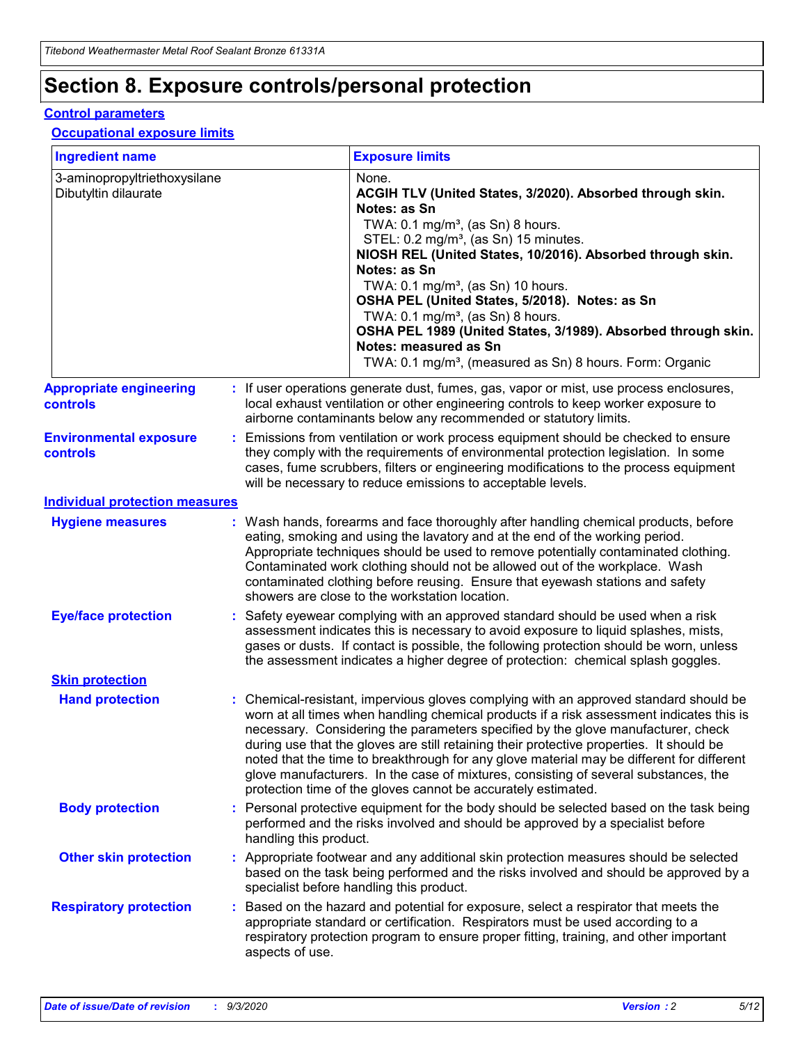# Section 8. Exposure controls/personal protection

## Control parameters

### Occupational exposure limits

| Ingredient name | Exposure limits |
|---|---|
| 3-aminopropyltriethoxysilane | None. |
| Dibutyltin dilaurate | **ACGIH TLV (United States, 3/2020). Absorbed through skin. Notes: as Sn**<br>TWA: 0.1 mg/m³, (as Sn) 8 hours.<br>STEL: 0.2 mg/m³, (as Sn) 15 minutes.<br>**NIOSH REL (United States, 10/2016). Absorbed through skin. Notes: as Sn**<br>TWA: 0.1 mg/m³, (as Sn) 10 hours.<br>**OSHA PEL (United States, 5/2018). Notes: as Sn**<br>TWA: 0.1 mg/m³, (as Sn) 8 hours.<br>**OSHA PEL 1989 (United States, 3/1989). Absorbed through skin. Notes: measured as Sn**<br>TWA: 0.1 mg/m³, (measured as Sn) 8 hours. Form: Organic |

**Appropriate engineering controls** : If user operations generate dust, fumes, gas, vapor or mist, use process enclosures, local exhaust ventilation or other engineering controls to keep worker exposure to airborne contaminants below any recommended or statutory limits.

**Environmental exposure controls** : Emissions from ventilation or work process equipment should be checked to ensure they comply with the requirements of environmental protection legislation. In some cases, fume scrubbers, filters or engineering modifications to the process equipment will be necessary to reduce emissions to acceptable levels.

## Individual protection measures

**Hygiene measures** : Wash hands, forearms and face thoroughly after handling chemical products, before eating, smoking and using the lavatory and at the end of the working period. Appropriate techniques should be used to remove potentially contaminated clothing. Contaminated work clothing should not be allowed out of the workplace. Wash contaminated clothing before reusing. Ensure that eyewash stations and safety showers are close to the workstation location.

**Eye/face protection** : Safety eyewear complying with an approved standard should be used when a risk assessment indicates this is necessary to avoid exposure to liquid splashes, mists, gases or dusts. If contact is possible, the following protection should be worn, unless the assessment indicates a higher degree of protection: chemical splash goggles.

### Skin protection

**Hand protection** : Chemical-resistant, impervious gloves complying with an approved standard should be worn at all times when handling chemical products if a risk assessment indicates this is necessary. Considering the parameters specified by the glove manufacturer, check during use that the gloves are still retaining their protective properties. It should be noted that the time to breakthrough for any glove material may be different for different glove manufacturers. In the case of mixtures, consisting of several substances, the protection time of the gloves cannot be accurately estimated.

**Body protection** : Personal protective equipment for the body should be selected based on the task being performed and the risks involved and should be approved by a specialist before handling this product.

**Other skin protection** : Appropriate footwear and any additional skin protection measures should be selected based on the task being performed and the risks involved and should be approved by a specialist before handling this product.

**Respiratory protection** : Based on the hazard and potential for exposure, select a respirator that meets the appropriate standard or certification. Respirators must be used according to a respiratory protection program to ensure proper fitting, training, and other important aspects of use.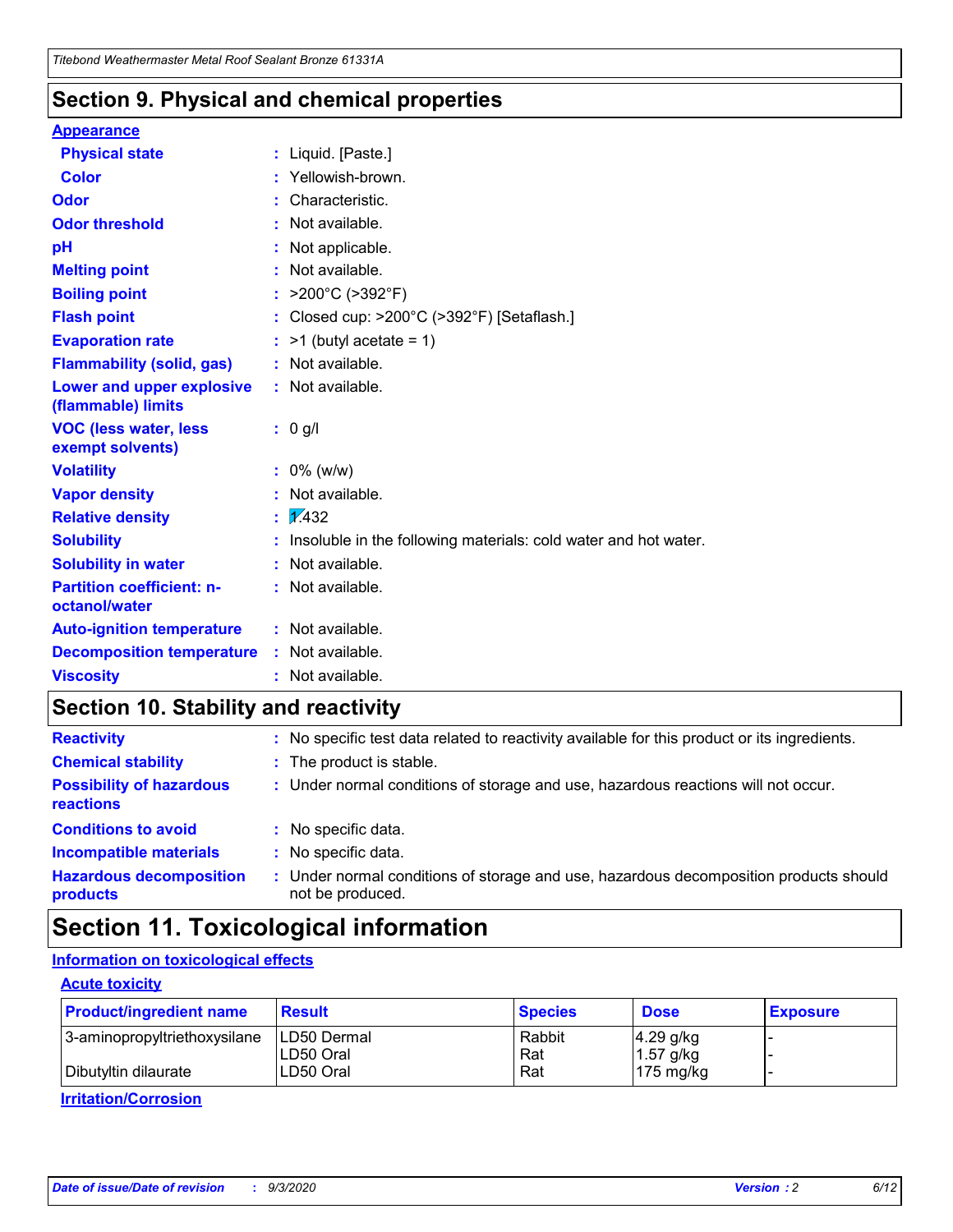## Section 9. Physical and chemical properties

**Appearance**

| | | |
|---|---|---|
| **Physical state** | : | Liquid. [Paste.] |
| **Color** | : | Yellowish-brown. |
| **Odor** | : | Characteristic. |
| **Odor threshold** | : | Not available. |
| **pH** | : | Not applicable. |
| **Melting point** | : | Not available. |
| **Boiling point** | : | >200°C (>392°F) |
| **Flash point** | : | Closed cup: >200°C (>392°F) [Setaflash.] |
| **Evaporation rate** | : | >1 (butyl acetate = 1) |
| **Flammability (solid, gas)** | : | Not available. |
| **Lower and upper explosive (flammable) limits** | : | Not available. |
| **VOC (less water, less exempt solvents)** | : | 0 g/l |
| **Volatility** | : | 0% (w/w) |
| **Vapor density** | : | Not available. |
| **Relative density** | : | 1.432 |
| **Solubility** | : | Insoluble in the following materials: cold water and hot water. |
| **Solubility in water** | : | Not available. |
| **Partition coefficient: n-octanol/water** | : | Not available. |
| **Auto-ignition temperature** | : | Not available. |
| **Decomposition temperature** | : | Not available. |
| **Viscosity** | : | Not available. |

## Section 10. Stability and reactivity

| | | |
|---|---|---|
| **Reactivity** | : | No specific test data related to reactivity available for this product or its ingredients. |
| **Chemical stability** | : | The product is stable. |
| **Possibility of hazardous reactions** | : | Under normal conditions of storage and use, hazardous reactions will not occur. |
| **Conditions to avoid** | : | No specific data. |
| **Incompatible materials** | : | No specific data. |
| **Hazardous decomposition products** | : | Under normal conditions of storage and use, hazardous decomposition products should not be produced. |

## Section 11. Toxicological information

**Information on toxicological effects**

**Acute toxicity**

| Product/ingredient name | Result | Species | Dose | Exposure |
|---|---|---|---|---|
| 3-aminopropyltriethoxysilane | LD50 Dermal | Rabbit | 4.29 g/kg | - |
| | LD50 Oral | Rat | 1.57 g/kg | - |
| Dibutyltin dilaurate | LD50 Oral | Rat | 175 mg/kg | - |

**Irritation/Corrosion**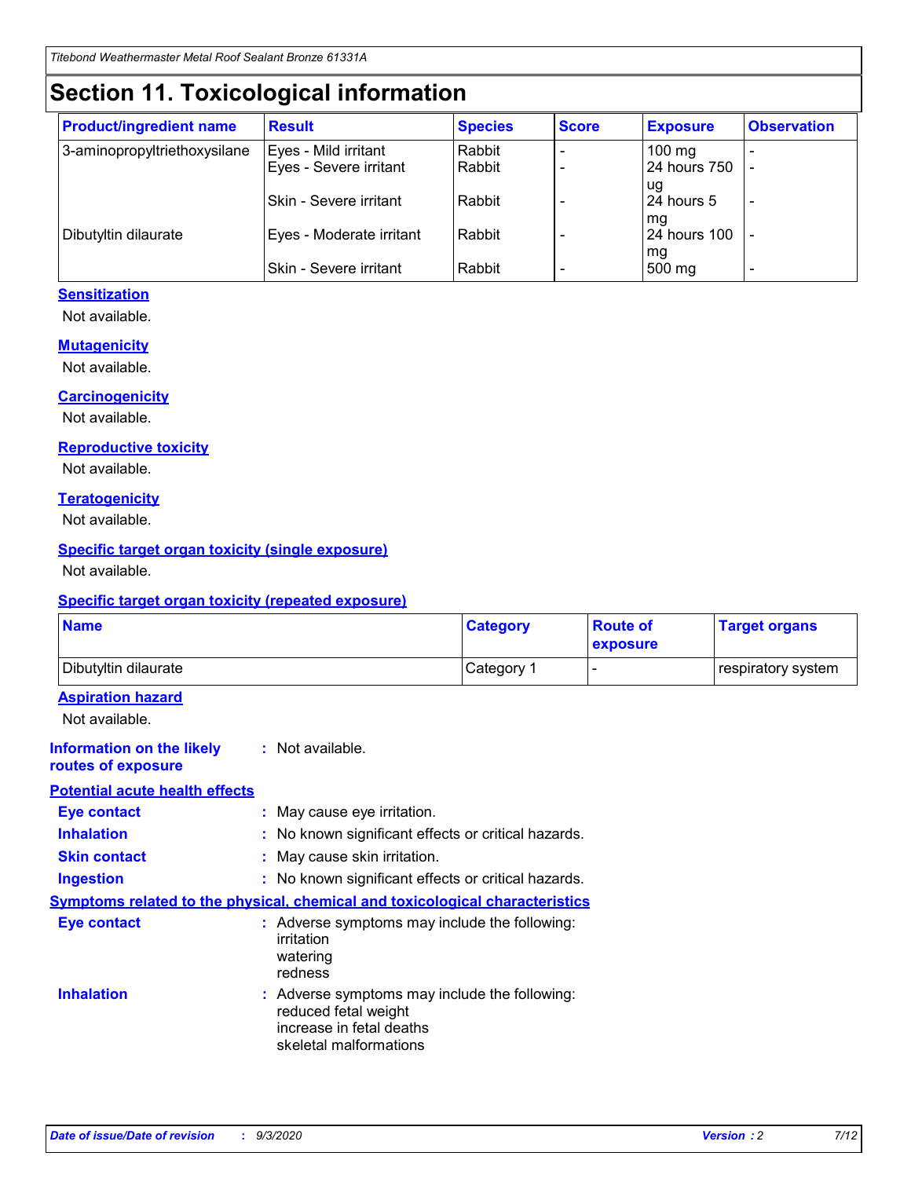# Section 11. Toxicological information

| Product/ingredient name | Result | Species | Score | Exposure | Observation |
|---|---|---|---|---|---|
| 3-aminopropyltriethoxysilane | Eyes - Mild irritant | Rabbit | - | 100 mg | - |
| | Eyes - Severe irritant | Rabbit | - | 24 hours 750 ug | - |
| | Skin - Severe irritant | Rabbit | - | 24 hours 5 mg | - |
| Dibutyltin dilaurate | Eyes - Moderate irritant | Rabbit | - | 24 hours 100 mg | - |
| | Skin - Severe irritant | Rabbit | - | 500 mg | - |

**Sensitization**

Not available.

**Mutagenicity**

Not available.

**Carcinogenicity**

Not available.

**Reproductive toxicity**

Not available.

**Teratogenicity**

Not available.

**Specific target organ toxicity (single exposure)**

Not available.

**Specific target organ toxicity (repeated exposure)**

| Name | Category | Route of exposure | Target organs |
|---|---|---|---|
| Dibutyltin dilaurate | Category 1 | - | respiratory system |

**Aspiration hazard**

Not available.

**Information on the likely routes of exposure** : Not available.

**Potential acute health effects**

**Eye contact** : May cause eye irritation.

**Inhalation** : No known significant effects or critical hazards.

**Skin contact** : May cause skin irritation.

**Ingestion** : No known significant effects or critical hazards.

**Symptoms related to the physical, chemical and toxicological characteristics**

**Eye contact** : Adverse symptoms may include the following:
irritation
watering
redness

**Inhalation** : Adverse symptoms may include the following:
reduced fetal weight
increase in fetal deaths
skeletal malformations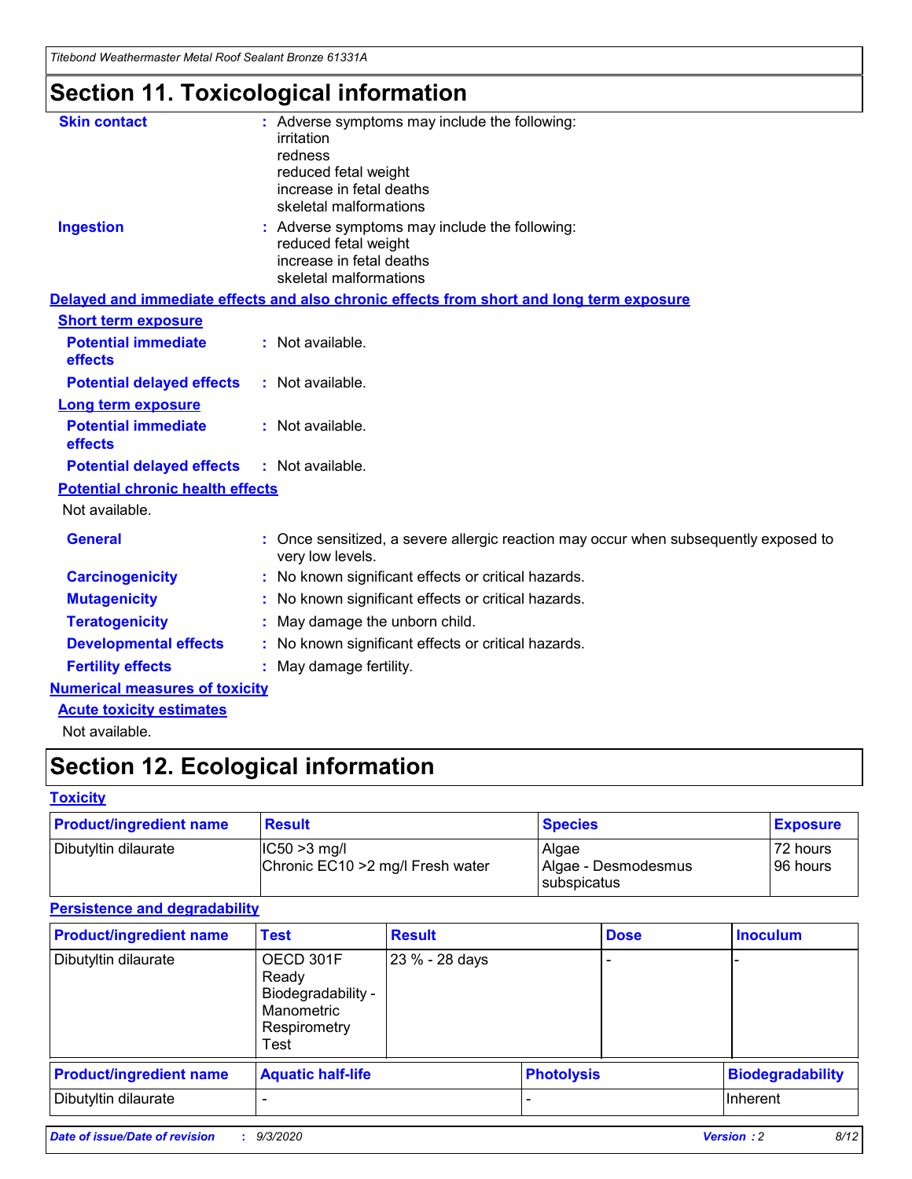# Section 11. Toxicological information

**Skin contact** : Adverse symptoms may include the following:
irritation
redness
reduced fetal weight
increase in fetal deaths
skeletal malformations

**Ingestion** : Adverse symptoms may include the following:
reduced fetal weight
increase in fetal deaths
skeletal malformations

**Delayed and immediate effects and also chronic effects from short and long term exposure**

**Short term exposure**

**Potential immediate effects** : Not available.

**Potential delayed effects** : Not available.

**Long term exposure**

**Potential immediate effects** : Not available.

**Potential delayed effects** : Not available.

**Potential chronic health effects**

Not available.

**General** : Once sensitized, a severe allergic reaction may occur when subsequently exposed to very low levels.

**Carcinogenicity** : No known significant effects or critical hazards.

**Mutagenicity** : No known significant effects or critical hazards.

**Teratogenicity** : May damage the unborn child.

**Developmental effects** : No known significant effects or critical hazards.

**Fertility effects** : May damage fertility.

**Numerical measures of toxicity**

**Acute toxicity estimates**

Not available.

# Section 12. Ecological information

**Toxicity**

| Product/ingredient name | Result | Species | Exposure |
|---|---|---|---|
| Dibutyltin dilaurate | IC50 >3 mg/l<br>Chronic EC10 >2 mg/l Fresh water | Algae<br>Algae - Desmodesmus subspicatus | 72 hours<br>96 hours |

**Persistence and degradability**

| Product/ingredient name | Test | Result | Dose | Inoculum |
|---|---|---|---|---|
| Dibutyltin dilaurate | OECD 301F Ready Biodegradability - Manometric Respirometry Test | 23 % - 28 days | - | - |

| Product/ingredient name | Aquatic half-life | Photolysis | Biodegradability |
|---|---|---|---|
| Dibutyltin dilaurate | - | - | Inherent |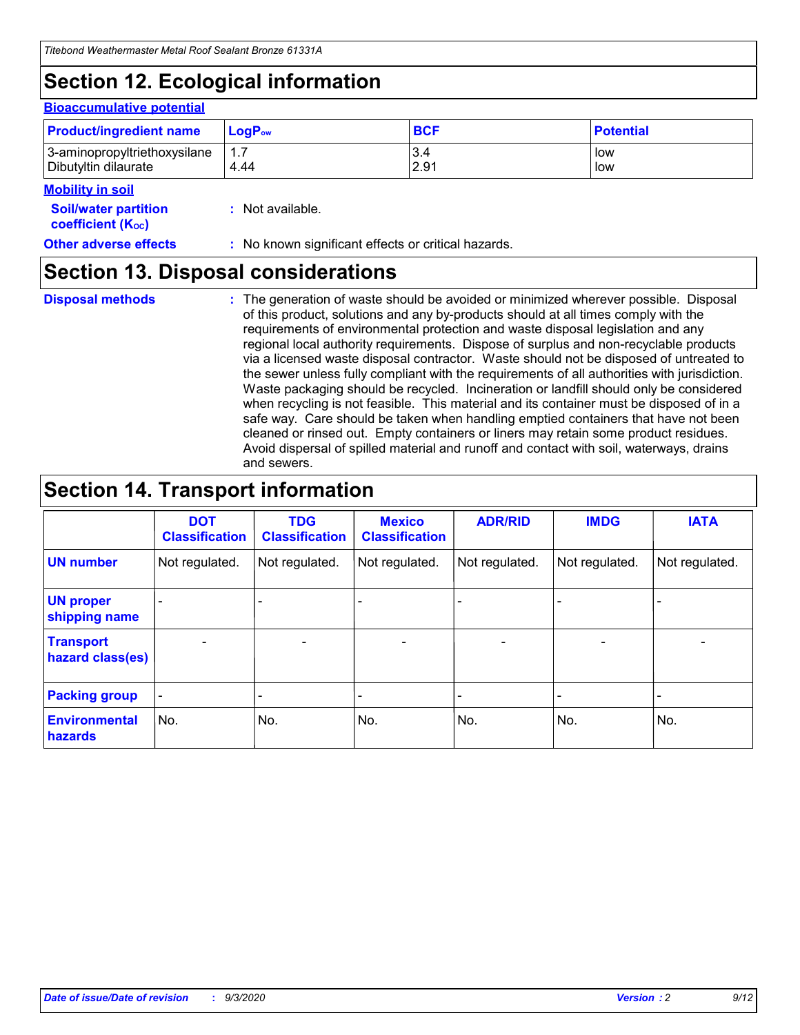## Section 12. Ecological information

### Bioaccumulative potential

| Product/ingredient name | $LogP_{ow}$ | BCF | Potential |
|---|---|---|---|
| 3-aminopropyltriethoxysilane<br>Dibutyltin dilaurate | 1.7<br>4.44 | 3.4<br>2.91 | low<br>low |

### Mobility in soil

**Soil/water partition coefficient ($K_{OC}$)** : Not available.

**Other adverse effects** : No known significant effects or critical hazards.

## Section 13. Disposal considerations

**Disposal methods** : The generation of waste should be avoided or minimized wherever possible. Disposal of this product, solutions and any by-products should at all times comply with the requirements of environmental protection and waste disposal legislation and any regional local authority requirements. Dispose of surplus and non-recyclable products via a licensed waste disposal contractor. Waste should not be disposed of untreated to the sewer unless fully compliant with the requirements of all authorities with jurisdiction. Waste packaging should be recycled. Incineration or landfill should only be considered when recycling is not feasible. This material and its container must be disposed of in a safe way. Care should be taken when handling emptied containers that have not been cleaned or rinsed out. Empty containers or liners may retain some product residues. Avoid dispersal of spilled material and runoff and contact with soil, waterways, drains and sewers.

## Section 14. Transport information

| | DOT Classification | TDG Classification | Mexico Classification | ADR/RID | IMDG | IATA |
|---|---|---|---|---|---|---|
| **UN number** | Not regulated. | Not regulated. | Not regulated. | Not regulated. | Not regulated. | Not regulated. |
| **UN proper shipping name** | - | - | - | - | - | - |
| **Transport hazard class(es)** | - | - | - | - | - | - |
| **Packing group** | - | - | - | - | - | - |
| **Environmental hazards** | No. | No. | No. | No. | No. | No. |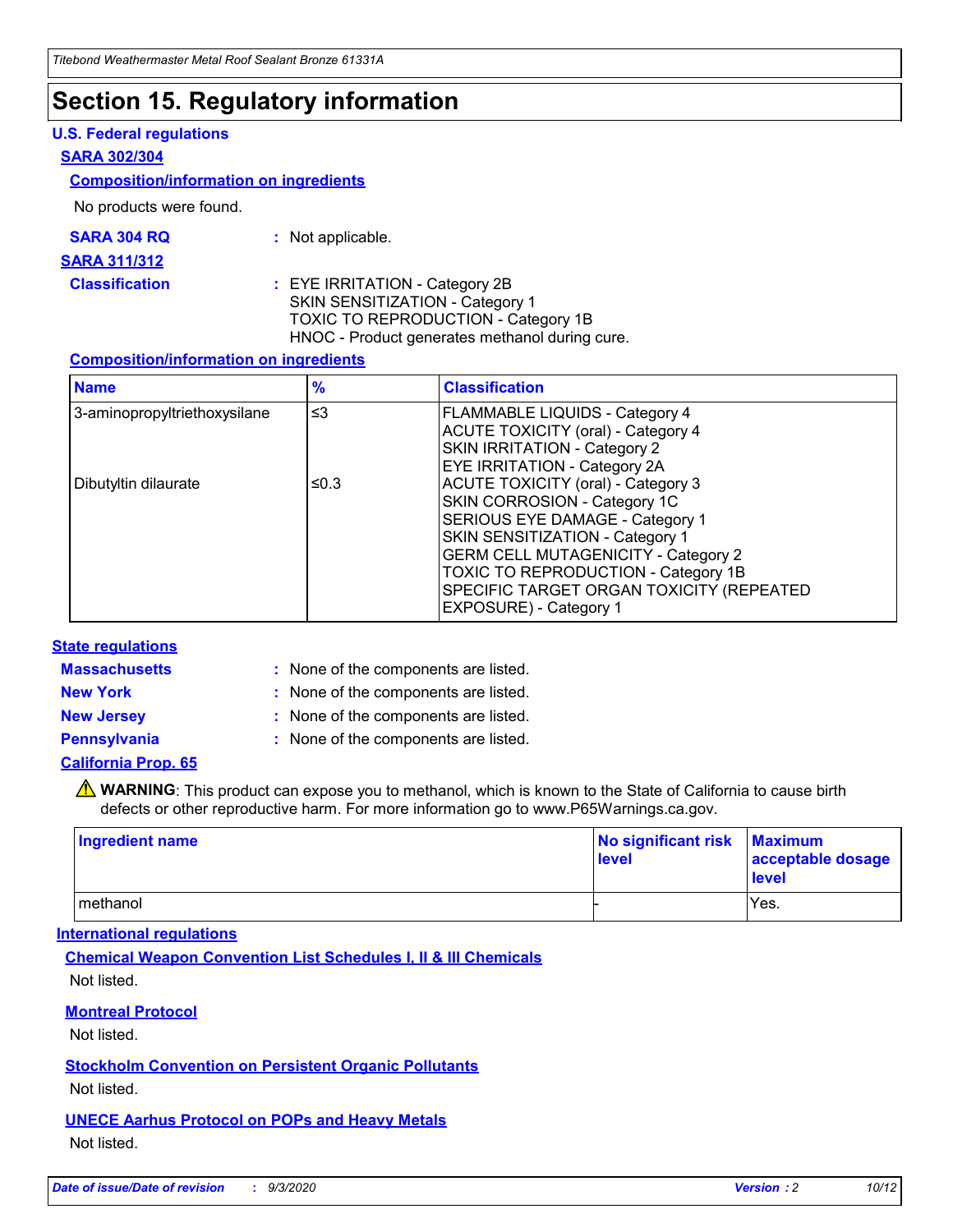# Section 15. Regulatory information

## U.S. Federal regulations

### SARA 302/304

#### Composition/information on ingredients

No products were found.

**SARA 304 RQ** : Not applicable.

### SARA 311/312

**Classification** : EYE IRRITATION - Category 2B
SKIN SENSITIZATION - Category 1
TOXIC TO REPRODUCTION - Category 1B
HNOC - Product generates methanol during cure.

#### Composition/information on ingredients

| Name | % | Classification |
|---|---|---|
| 3-aminopropyltriethoxysilane | ≤3 | FLAMMABLE LIQUIDS - Category 4<br>ACUTE TOXICITY (oral) - Category 4<br>SKIN IRRITATION - Category 2<br>EYE IRRITATION - Category 2A |
| Dibutyltin dilaurate | ≤0.3 | ACUTE TOXICITY (oral) - Category 3<br>SKIN CORROSION - Category 1C<br>SERIOUS EYE DAMAGE - Category 1<br>SKIN SENSITIZATION - Category 1<br>GERM CELL MUTAGENICITY - Category 2<br>TOXIC TO REPRODUCTION - Category 1B<br>SPECIFIC TARGET ORGAN TOXICITY (REPEATED EXPOSURE) - Category 1 |

## State regulations

**Massachusetts** : None of the components are listed.

**New York** : None of the components are listed.

**New Jersey** : None of the components are listed.

**Pennsylvania** : None of the components are listed.

### California Prop. 65

⚠ **WARNING**: This product can expose you to methanol, which is known to the State of California to cause birth defects or other reproductive harm. For more information go to www.P65Warnings.ca.gov.

| Ingredient name | No significant risk level | Maximum acceptable dosage level |
|---|---|---|
| methanol | - | Yes. |

## International regulations

### Chemical Weapon Convention List Schedules I, II & III Chemicals

Not listed.

### Montreal Protocol

Not listed.

### Stockholm Convention on Persistent Organic Pollutants

Not listed.

### UNECE Aarhus Protocol on POPs and Heavy Metals

Not listed.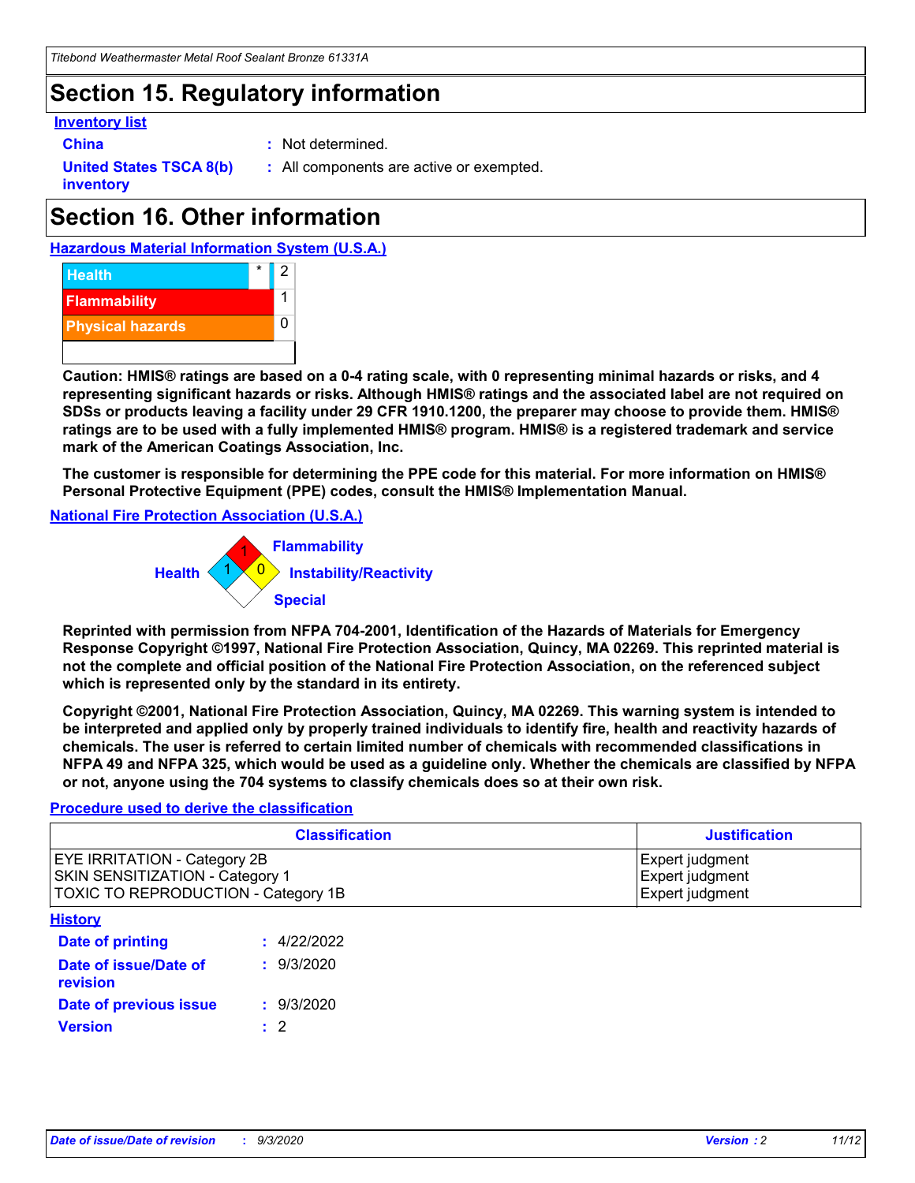## Section 15. Regulatory information

**Inventory list**

**China** : Not determined.

**United States TSCA 8(b) inventory** : All components are active or exempted.

## Section 16. Other information

**Hazardous Material Information System (U.S.A.)**

| | | |
|---|---|---|
| Health | * | 2 |
| Flammability | | 1 |
| Physical hazards | | 0 |

**Caution: HMIS® ratings are based on a 0-4 rating scale, with 0 representing minimal hazards or risks, and 4 representing significant hazards or risks. Although HMIS® ratings and the associated label are not required on SDSs or products leaving a facility under 29 CFR 1910.1200, the preparer may choose to provide them. HMIS® ratings are to be used with a fully implemented HMIS® program. HMIS® is a registered trademark and service mark of the American Coatings Association, Inc.**

**The customer is responsible for determining the PPE code for this material. For more information on HMIS® Personal Protective Equipment (PPE) codes, consult the HMIS® Implementation Manual.**

**National Fire Protection Association (U.S.A.)**

Flammability: 1
Health: 1
Instability/Reactivity: 0
Special:

**Reprinted with permission from NFPA 704-2001, Identification of the Hazards of Materials for Emergency Response Copyright ©1997, National Fire Protection Association, Quincy, MA 02269. This reprinted material is not the complete and official position of the National Fire Protection Association, on the referenced subject which is represented only by the standard in its entirety.**

**Copyright ©2001, National Fire Protection Association, Quincy, MA 02269. This warning system is intended to be interpreted and applied only by properly trained individuals to identify fire, health and reactivity hazards of chemicals. The user is referred to certain limited number of chemicals with recommended classifications in NFPA 49 and NFPA 325, which would be used as a guideline only. Whether the chemicals are classified by NFPA or not, anyone using the 704 systems to classify chemicals does so at their own risk.**

**Procedure used to derive the classification**

| Classification | Justification |
|---|---|
| EYE IRRITATION - Category 2B | Expert judgment |
| SKIN SENSITIZATION - Category 1 | Expert judgment |
| TOXIC TO REPRODUCTION - Category 1B | Expert judgment |

**History**

**Date of printing** : 4/22/2022

**Date of issue/Date of revision** : 9/3/2020

**Date of previous issue** : 9/3/2020

**Version** : 2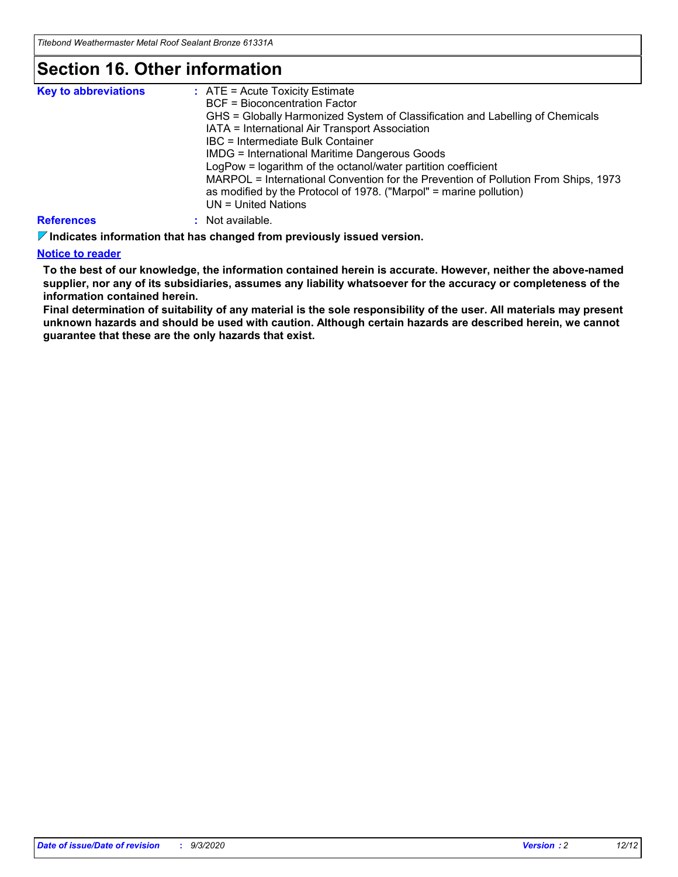# Section 16. Other information

**Key to abbreviations** : ATE = Acute Toxicity Estimate
BCF = Bioconcentration Factor
GHS = Globally Harmonized System of Classification and Labelling of Chemicals
IATA = International Air Transport Association
IBC = Intermediate Bulk Container
IMDG = International Maritime Dangerous Goods
LogPow = logarithm of the octanol/water partition coefficient
MARPOL = International Convention for the Prevention of Pollution From Ships, 1973 as modified by the Protocol of 1978. ("Marpol" = marine pollution)
UN = United Nations

**References** : Not available.

**Indicates information that has changed from previously issued version.**

**Notice to reader**

**To the best of our knowledge, the information contained herein is accurate. However, neither the above-named supplier, nor any of its subsidiaries, assumes any liability whatsoever for the accuracy or completeness of the information contained herein.**

**Final determination of suitability of any material is the sole responsibility of the user. All materials may present unknown hazards and should be used with caution. Although certain hazards are described herein, we cannot guarantee that these are the only hazards that exist.**